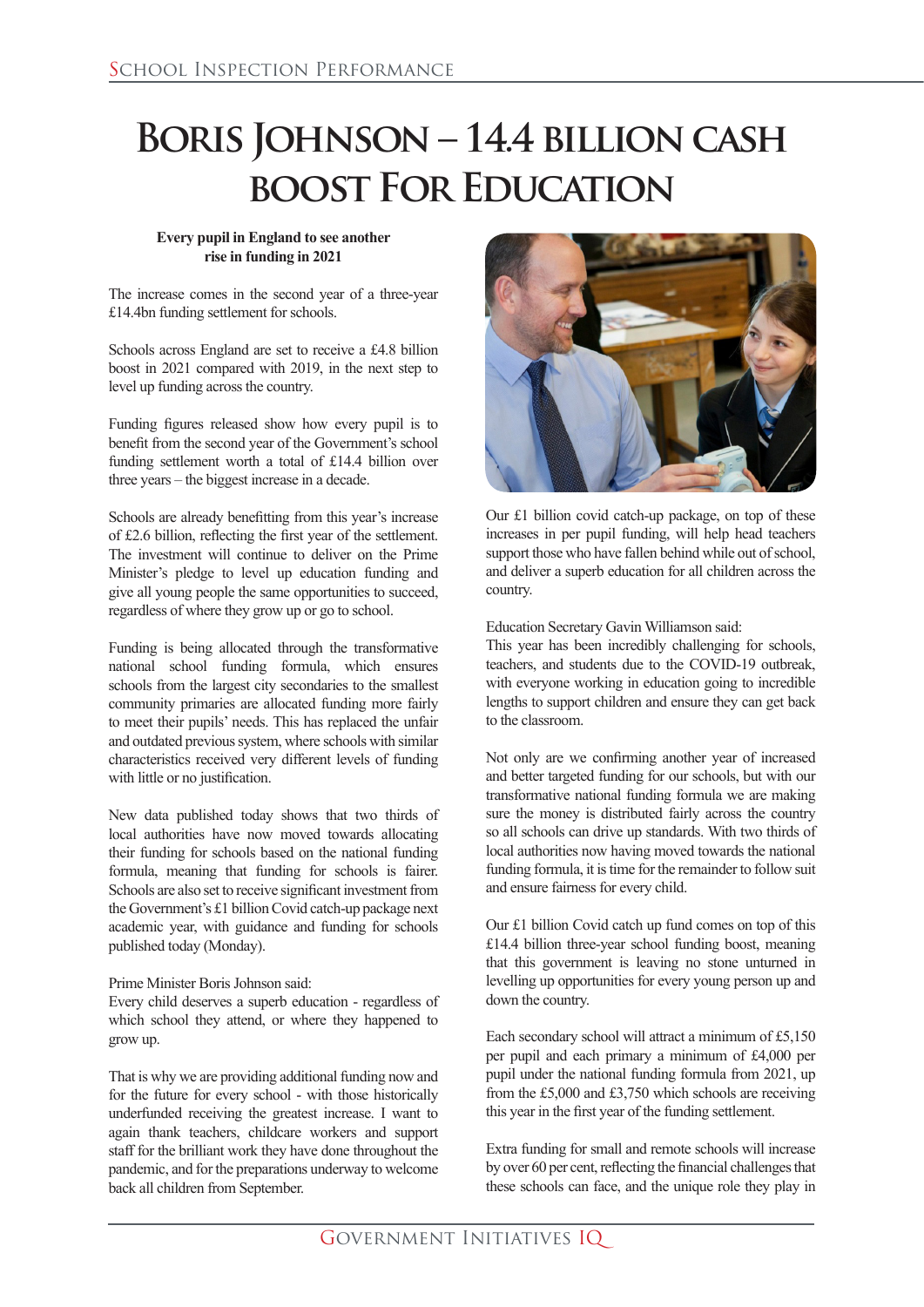# Boris Johnson – 14.4 billion cash boost For Education

**Every pupil in England to see another rise in funding in 2021**

The increase comes in the second year of a three-year £14.4bn funding settlement for schools.

Schools across England are set to receive a £4.8 billion boost in 2021 compared with 2019, in the next step to level up funding across the country.

Funding figures released show how every pupil is to benefit from the second year of the Government's school funding settlement worth a total of £14.4 billion over three years – the biggest increase in a decade.

Schools are already benefitting from this year's increase of £2.6 billion, reflecting the first year of the settlement. The investment will continue to deliver on the Prime Minister's pledge to level up education funding and give all young people the same opportunities to succeed, regardless of where they grow up or go to school.

Funding is being allocated through the transformative national school funding formula, which ensures schools from the largest city secondaries to the smallest community primaries are allocated funding more fairly to meet their pupils' needs. This has replaced the unfair and outdated previous system, where schools with similar characteristics received very different levels of funding with little or no justification.

New data published today shows that two thirds of local authorities have now moved towards allocating their funding for schools based on the national funding formula, meaning that funding for schools is fairer. Schools are also set to receive significant investment from the Government's £1 billion Covid catch-up package next academic year, with guidance and funding for schools published today (Monday).

Prime Minister Boris Johnson said:
Every child deserves a superb education - regardless of which school they attend, or where they happened to grow up.

That is why we are providing additional funding now and for the future for every school - with those historically underfunded receiving the greatest increase. I want to again thank teachers, childcare workers and support staff for the brilliant work they have done throughout the pandemic, and for the preparations underway to welcome back all children from September.

Our £1 billion covid catch-up package, on top of these increases in per pupil funding, will help head teachers support those who have fallen behind while out of school, and deliver a superb education for all children across the country.

Education Secretary Gavin Williamson said:
This year has been incredibly challenging for schools, teachers, and students due to the COVID-19 outbreak, with everyone working in education going to incredible lengths to support children and ensure they can get back to the classroom.

Not only are we confirming another year of increased and better targeted funding for our schools, but with our transformative national funding formula we are making sure the money is distributed fairly across the country so all schools can drive up standards. With two thirds of local authorities now having moved towards the national funding formula, it is time for the remainder to follow suit and ensure fairness for every child.

Our £1 billion Covid catch up fund comes on top of this £14.4 billion three-year school funding boost, meaning that this government is leaving no stone unturned in levelling up opportunities for every young person up and down the country.

Each secondary school will attract a minimum of £5,150 per pupil and each primary a minimum of £4,000 per pupil under the national funding formula from 2021, up from the £5,000 and £3,750 which schools are receiving this year in the first year of the funding settlement.

Extra funding for small and remote schools will increase by over 60 per cent, reflecting the financial challenges that these schools can face, and the unique role they play in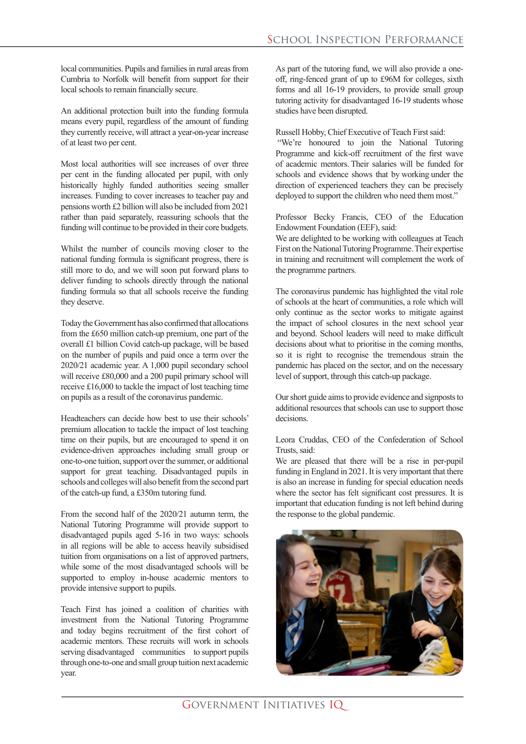local communities. Pupils and families in rural areas from Cumbria to Norfolk will benefit from support for their local schools to remain financially secure.

An additional protection built into the funding formula means every pupil, regardless of the amount of funding they currently receive, will attract a year-on-year increase of at least two per cent.

Most local authorities will see increases of over three per cent in the funding allocated per pupil, with only historically highly funded authorities seeing smaller increases. Funding to cover increases to teacher pay and pensions worth £2 billion will also be included from 2021 rather than paid separately, reassuring schools that the funding will continue to be provided in their core budgets.

Whilst the number of councils moving closer to the national funding formula is significant progress, there is still more to do, and we will soon put forward plans to deliver funding to schools directly through the national funding formula so that all schools receive the funding they deserve.

Today the Government has also confirmed that allocations from the £650 million catch-up premium, one part of the overall £1 billion Covid catch-up package, will be based on the number of pupils and paid once a term over the 2020/21 academic year. A 1,000 pupil secondary school will receive £80,000 and a 200 pupil primary school will receive £16,000 to tackle the impact of lost teaching time on pupils as a result of the coronavirus pandemic.

Headteachers can decide how best to use their schools' premium allocation to tackle the impact of lost teaching time on their pupils, but are encouraged to spend it on evidence-driven approaches including small group or one-to-one tuition, support over the summer, or additional support for great teaching. Disadvantaged pupils in schools and colleges will also benefit from the second part of the catch-up fund, a £350m tutoring fund.

From the second half of the 2020/21 autumn term, the National Tutoring Programme will provide support to disadvantaged pupils aged 5-16 in two ways: schools in all regions will be able to access heavily subsidised tuition from organisations on a list of approved partners, while some of the most disadvantaged schools will be supported to employ in-house academic mentors to provide intensive support to pupils.

Teach First has joined a coalition of charities with investment from the National Tutoring Programme and today begins recruitment of the first cohort of academic mentors. These recruits will work in schools serving disadvantaged communities to support pupils through one-to-one and small group tuition next academic year.

As part of the tutoring fund, we will also provide a one-off, ring-fenced grant of up to £96M for colleges, sixth forms and all 16-19 providers, to provide small group tutoring activity for disadvantaged 16-19 students whose studies have been disrupted.

Russell Hobby, Chief Executive of Teach First said:
"We're honoured to join the National Tutoring Programme and kick-off recruitment of the first wave of academic mentors. Their salaries will be funded for schools and evidence shows that by working under the direction of experienced teachers they can be precisely deployed to support the children who need them most."

Professor Becky Francis, CEO of the Education Endowment Foundation (EEF), said:
We are delighted to be working with colleagues at Teach First on the National Tutoring Programme. Their expertise in training and recruitment will complement the work of the programme partners.

The coronavirus pandemic has highlighted the vital role of schools at the heart of communities, a role which will only continue as the sector works to mitigate against the impact of school closures in the next school year and beyond. School leaders will need to make difficult decisions about what to prioritise in the coming months, so it is right to recognise the tremendous strain the pandemic has placed on the sector, and on the necessary level of support, through this catch-up package.

Our short guide aims to provide evidence and signposts to additional resources that schools can use to support those decisions.

Leora Cruddas, CEO of the Confederation of School Trusts, said:
We are pleased that there will be a rise in per-pupil funding in England in 2021. It is very important that there is also an increase in funding for special education needs where the sector has felt significant cost pressures. It is important that education funding is not left behind during the response to the global pandemic.